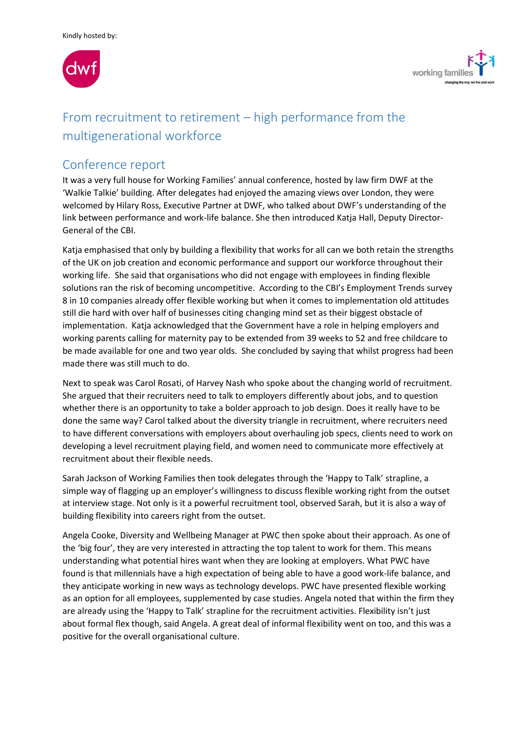Kindly hosted by:

# From recruitment to retirement – high performance from the multigenerational workforce

## Conference report

It was a very full house for Working Families' annual conference, hosted by law firm DWF at the 'Walkie Talkie' building. After delegates had enjoyed the amazing views over London, they were welcomed by Hilary Ross, Executive Partner at DWF, who talked about DWF's understanding of the link between performance and work-life balance. She then introduced Katja Hall, Deputy Director-General of the CBI.

Katja emphasised that only by building a flexibility that works for all can we both retain the strengths of the UK on job creation and economic performance and support our workforce throughout their working life. She said that organisations who did not engage with employees in finding flexible solutions ran the risk of becoming uncompetitive. According to the CBI's Employment Trends survey 8 in 10 companies already offer flexible working but when it comes to implementation old attitudes still die hard with over half of businesses citing changing mind set as their biggest obstacle of implementation. Katja acknowledged that the Government have a role in helping employers and working parents calling for maternity pay to be extended from 39 weeks to 52 and free childcare to be made available for one and two year olds. She concluded by saying that whilst progress had been made there was still much to do.

Next to speak was Carol Rosati, of Harvey Nash who spoke about the changing world of recruitment. She argued that their recruiters need to talk to employers differently about jobs, and to question whether there is an opportunity to take a bolder approach to job design. Does it really have to be done the same way? Carol talked about the diversity triangle in recruitment, where recruiters need to have different conversations with employers about overhauling job specs, clients need to work on developing a level recruitment playing field, and women need to communicate more effectively at recruitment about their flexible needs.

Sarah Jackson of Working Families then took delegates through the 'Happy to Talk' strapline, a simple way of flagging up an employer's willingness to discuss flexible working right from the outset at interview stage. Not only is it a powerful recruitment tool, observed Sarah, but it is also a way of building flexibility into careers right from the outset.

Angela Cooke, Diversity and Wellbeing Manager at PWC then spoke about their approach. As one of the 'big four', they are very interested in attracting the top talent to work for them. This means understanding what potential hires want when they are looking at employers. What PWC have found is that millennials have a high expectation of being able to have a good work-life balance, and they anticipate working in new ways as technology develops. PWC have presented flexible working as an option for all employees, supplemented by case studies. Angela noted that within the firm they are already using the 'Happy to Talk' strapline for the recruitment activities. Flexibility isn't just about formal flex though, said Angela. A great deal of informal flexibility went on too, and this was a positive for the overall organisational culture.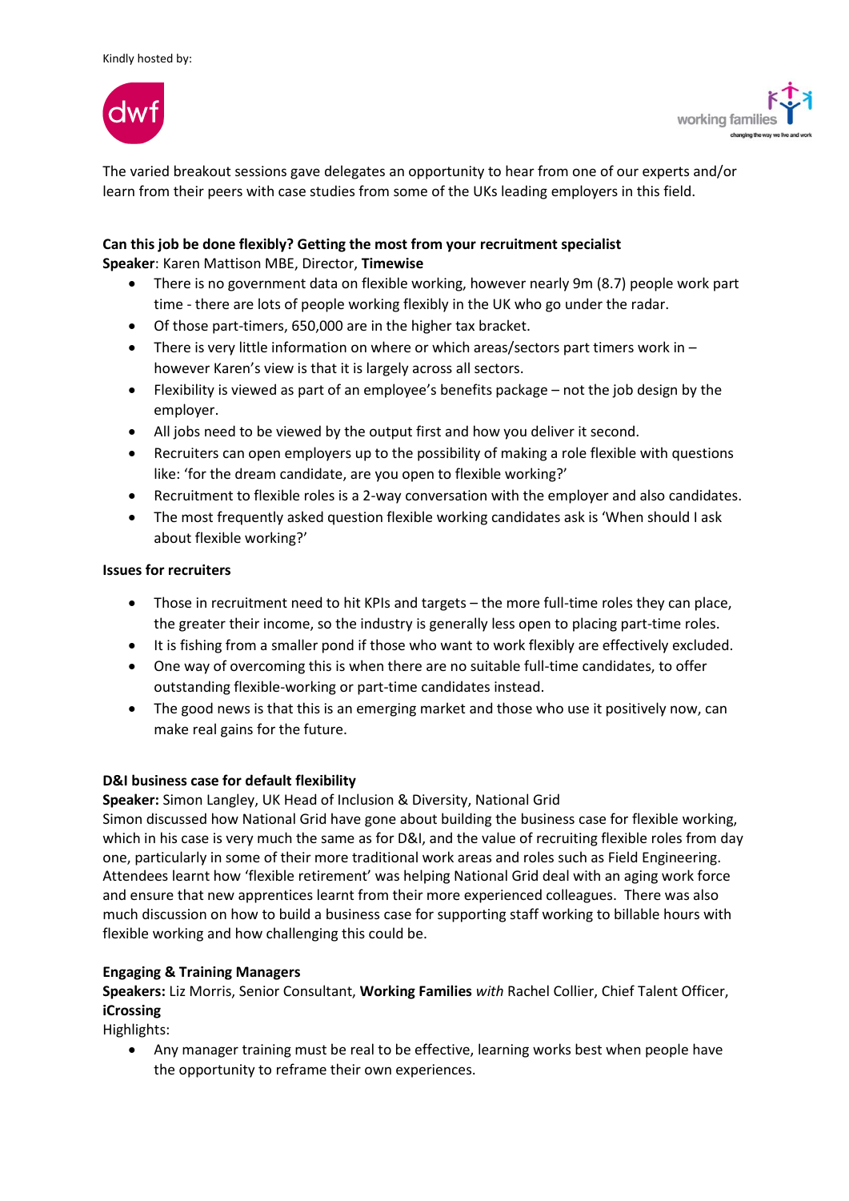Kindly hosted by:

The varied breakout sessions gave delegates an opportunity to hear from one of our experts and/or learn from their peers with case studies from some of the UKs leading employers in this field.

**Can this job be done flexibly? Getting the most from your recruitment specialist**
**Speaker**: Karen Mattison MBE, Director, **Timewise**

- There is no government data on flexible working, however nearly 9m (8.7) people work part time - there are lots of people working flexibly in the UK who go under the radar.
- Of those part-timers, 650,000 are in the higher tax bracket.
- There is very little information on where or which areas/sectors part timers work in – however Karen's view is that it is largely across all sectors.
- Flexibility is viewed as part of an employee's benefits package – not the job design by the employer.
- All jobs need to be viewed by the output first and how you deliver it second.
- Recruiters can open employers up to the possibility of making a role flexible with questions like: 'for the dream candidate, are you open to flexible working?'
- Recruitment to flexible roles is a 2-way conversation with the employer and also candidates.
- The most frequently asked question flexible working candidates ask is 'When should I ask about flexible working?'

**Issues for recruiters**

- Those in recruitment need to hit KPIs and targets – the more full-time roles they can place, the greater their income, so the industry is generally less open to placing part-time roles.
- It is fishing from a smaller pond if those who want to work flexibly are effectively excluded.
- One way of overcoming this is when there are no suitable full-time candidates, to offer outstanding flexible-working or part-time candidates instead.
- The good news is that this is an emerging market and those who use it positively now, can make real gains for the future.

**D&I business case for default flexibility**
**Speaker:** Simon Langley, UK Head of Inclusion & Diversity, National Grid
Simon discussed how National Grid have gone about building the business case for flexible working, which in his case is very much the same as for D&I, and the value of recruiting flexible roles from day one, particularly in some of their more traditional work areas and roles such as Field Engineering. Attendees learnt how 'flexible retirement' was helping National Grid deal with an aging work force and ensure that new apprentices learnt from their more experienced colleagues. There was also much discussion on how to build a business case for supporting staff working to billable hours with flexible working and how challenging this could be.

**Engaging & Training Managers**
**Speakers:** Liz Morris, Senior Consultant, **Working Families** *with* Rachel Collier, Chief Talent Officer, **iCrossing**
Highlights:

- Any manager training must be real to be effective, learning works best when people have the opportunity to reframe their own experiences.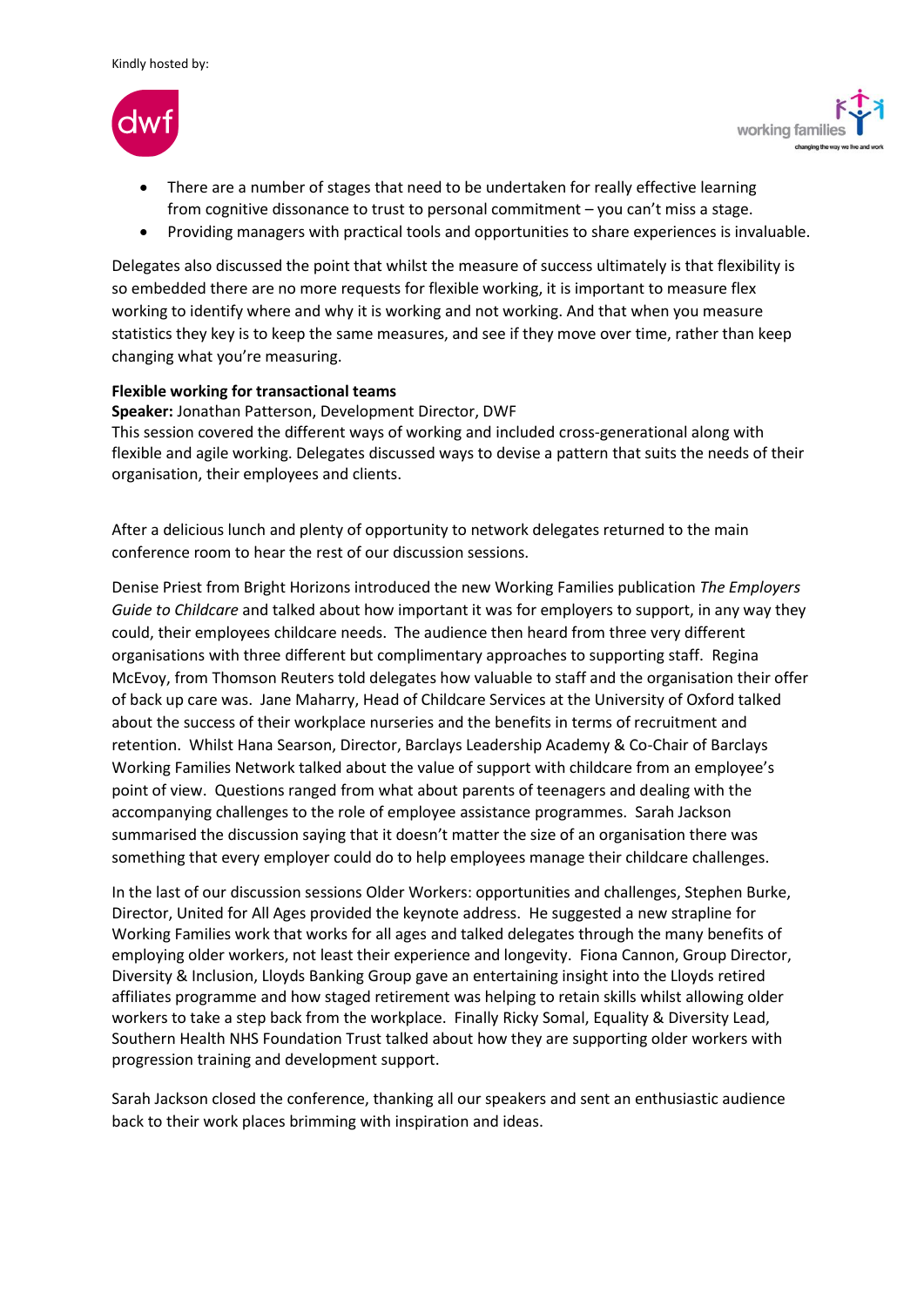- There are a number of stages that need to be undertaken for really effective learning from cognitive dissonance to trust to personal commitment – you can't miss a stage.
- Providing managers with practical tools and opportunities to share experiences is invaluable.

Delegates also discussed the point that whilst the measure of success ultimately is that flexibility is so embedded there are no more requests for flexible working, it is important to measure flex working to identify where and why it is working and not working. And that when you measure statistics they key is to keep the same measures, and see if they move over time, rather than keep changing what you're measuring.

**Flexible working for transactional teams**
**Speaker:** Jonathan Patterson, Development Director, DWF
This session covered the different ways of working and included cross-generational along with flexible and agile working. Delegates discussed ways to devise a pattern that suits the needs of their organisation, their employees and clients.

After a delicious lunch and plenty of opportunity to network delegates returned to the main conference room to hear the rest of our discussion sessions.

Denise Priest from Bright Horizons introduced the new Working Families publication *The Employers Guide to Childcare* and talked about how important it was for employers to support, in any way they could, their employees childcare needs. The audience then heard from three very different organisations with three different but complimentary approaches to supporting staff. Regina McEvoy, from Thomson Reuters told delegates how valuable to staff and the organisation their offer of back up care was. Jane Maharry, Head of Childcare Services at the University of Oxford talked about the success of their workplace nurseries and the benefits in terms of recruitment and retention. Whilst Hana Searson, Director, Barclays Leadership Academy & Co-Chair of Barclays Working Families Network talked about the value of support with childcare from an employee's point of view. Questions ranged from what about parents of teenagers and dealing with the accompanying challenges to the role of employee assistance programmes. Sarah Jackson summarised the discussion saying that it doesn't matter the size of an organisation there was something that every employer could do to help employees manage their childcare challenges.

In the last of our discussion sessions Older Workers: opportunities and challenges, Stephen Burke, Director, United for All Ages provided the keynote address. He suggested a new strapline for Working Families work that works for all ages and talked delegates through the many benefits of employing older workers, not least their experience and longevity. Fiona Cannon, Group Director, Diversity & Inclusion, Lloyds Banking Group gave an entertaining insight into the Lloyds retired affiliates programme and how staged retirement was helping to retain skills whilst allowing older workers to take a step back from the workplace. Finally Ricky Somal, Equality & Diversity Lead, Southern Health NHS Foundation Trust talked about how they are supporting older workers with progression training and development support.

Sarah Jackson closed the conference, thanking all our speakers and sent an enthusiastic audience back to their work places brimming with inspiration and ideas.